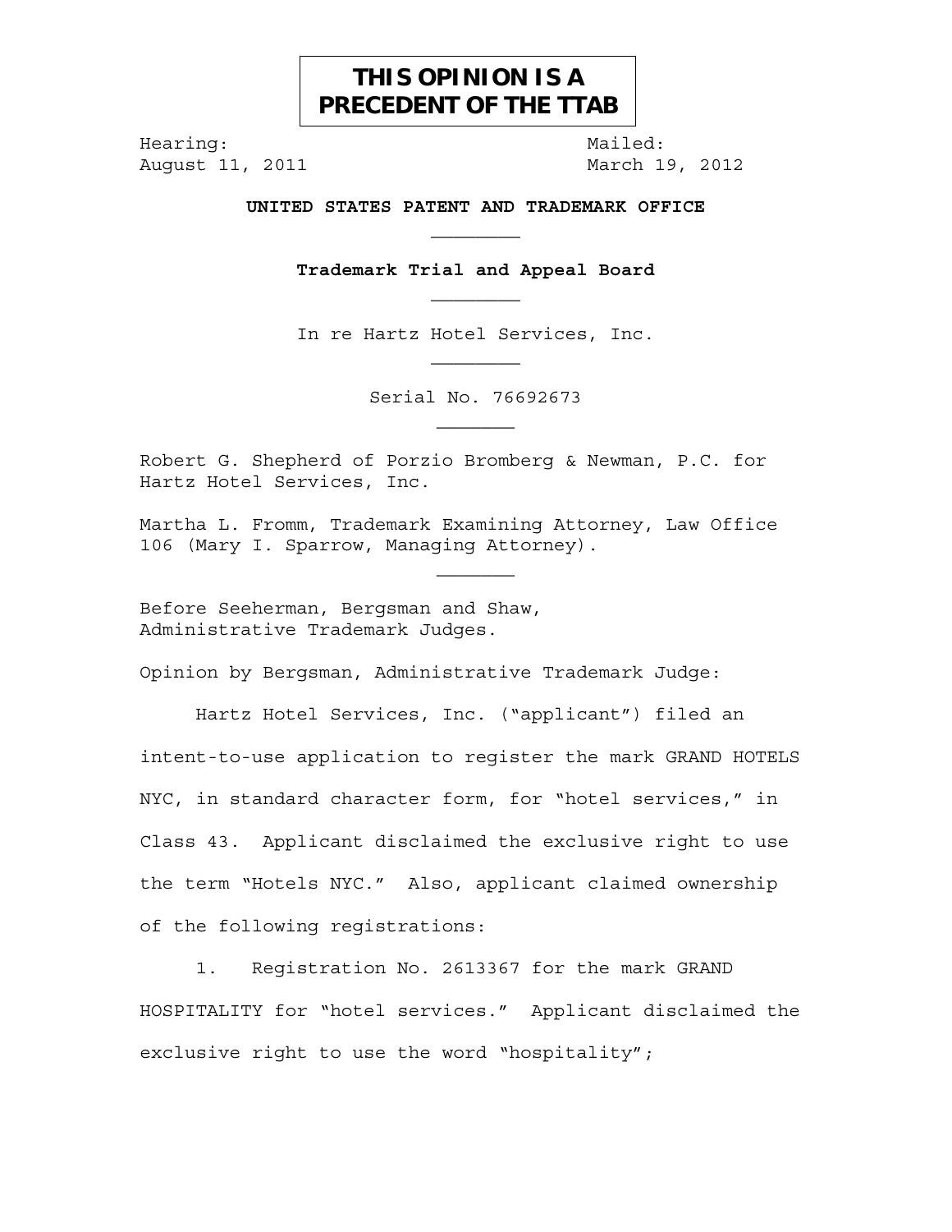**THIS OPINION IS A PRECEDENT OF THE TTAB**

Hearing:
August 11, 2011

Mailed:
March 19, 2012

**UNITED STATES PATENT AND TRADEMARK OFFICE**

________

**Trademark Trial and Appeal Board**

________

In re Hartz Hotel Services, Inc.

________

Serial No. 76692673

_______

Robert G. Shepherd of Porzio Bromberg & Newman, P.C. for Hartz Hotel Services, Inc.

Martha L. Fromm, Trademark Examining Attorney, Law Office 106 (Mary I. Sparrow, Managing Attorney).

_______

Before Seeherman, Bergsman and Shaw, Administrative Trademark Judges.

Opinion by Bergsman, Administrative Trademark Judge:

Hartz Hotel Services, Inc. ("applicant") filed an intent-to-use application to register the mark GRAND HOTELS NYC, in standard character form, for "hotel services," in Class 43. Applicant disclaimed the exclusive right to use the term "Hotels NYC." Also, applicant claimed ownership of the following registrations:

1. Registration No. 2613367 for the mark GRAND HOSPITALITY for "hotel services." Applicant disclaimed the exclusive right to use the word "hospitality";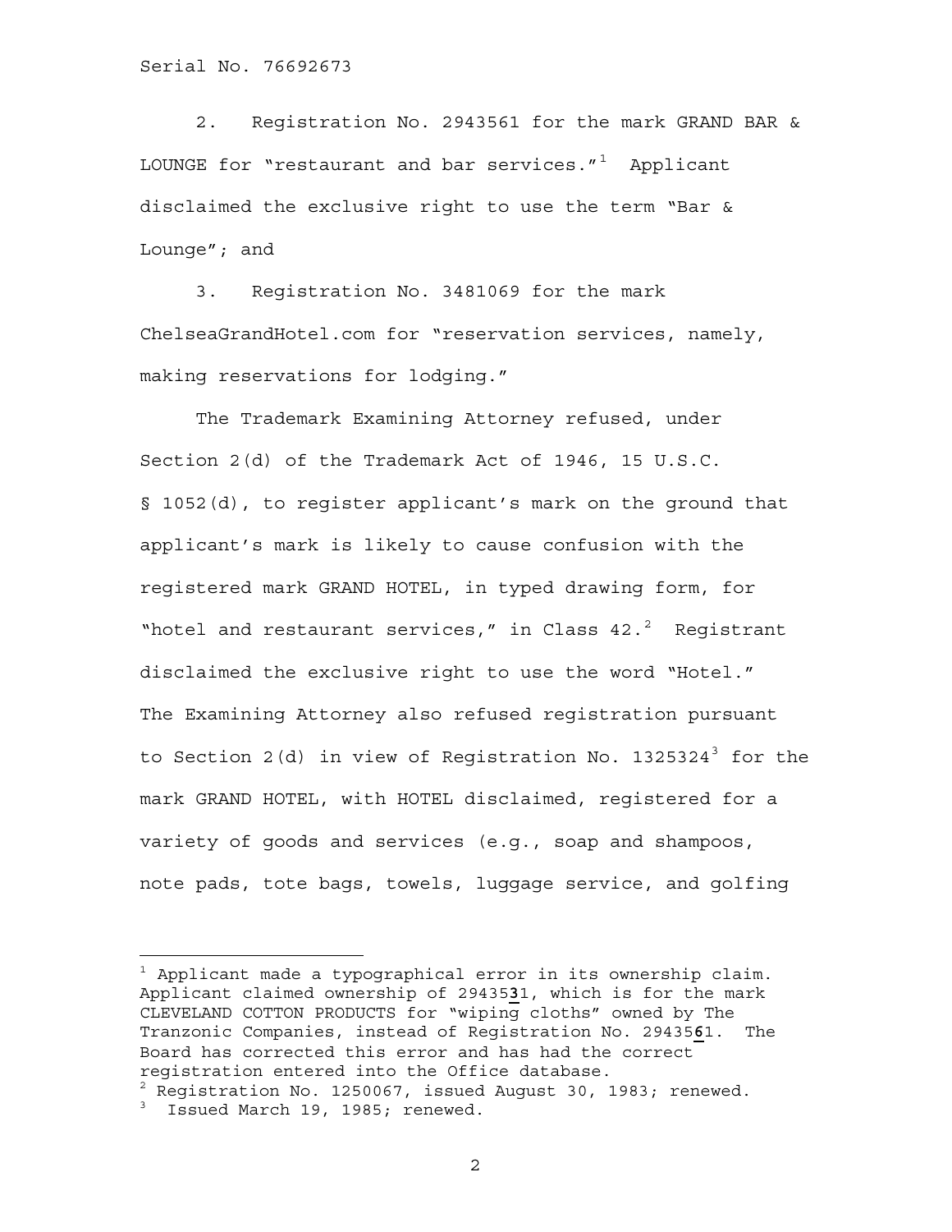2. Registration No. 2943561 for the mark GRAND BAR & LOUNGE for "restaurant and bar services."[1] Applicant disclaimed the exclusive right to use the term "Bar & Lounge"; and

3. Registration No. 3481069 for the mark ChelseaGrandHotel.com for "reservation services, namely, making reservations for lodging."

The Trademark Examining Attorney refused, under Section 2(d) of the Trademark Act of 1946, 15 U.S.C. § 1052(d), to register applicant's mark on the ground that applicant's mark is likely to cause confusion with the registered mark GRAND HOTEL, in typed drawing form, for "hotel and restaurant services," in Class 42.[2] Registrant disclaimed the exclusive right to use the word "Hotel." The Examining Attorney also refused registration pursuant to Section 2(d) in view of Registration No. 1325324[3] for the mark GRAND HOTEL, with HOTEL disclaimed, registered for a variety of goods and services (e.g., soap and shampoos, note pads, tote bags, towels, luggage service, and golfing

---

[1] Applicant made a typographical error in its ownership claim. Applicant claimed ownership of 29435**3**1, which is for the mark CLEVELAND COTTON PRODUCTS for "wiping cloths" owned by The Tranzonic Companies, instead of Registration No. 29435**6**1. The Board has corrected this error and has had the correct registration entered into the Office database.

[2] Registration No. 1250067, issued August 30, 1983; renewed.

[3] Issued March 19, 1985; renewed.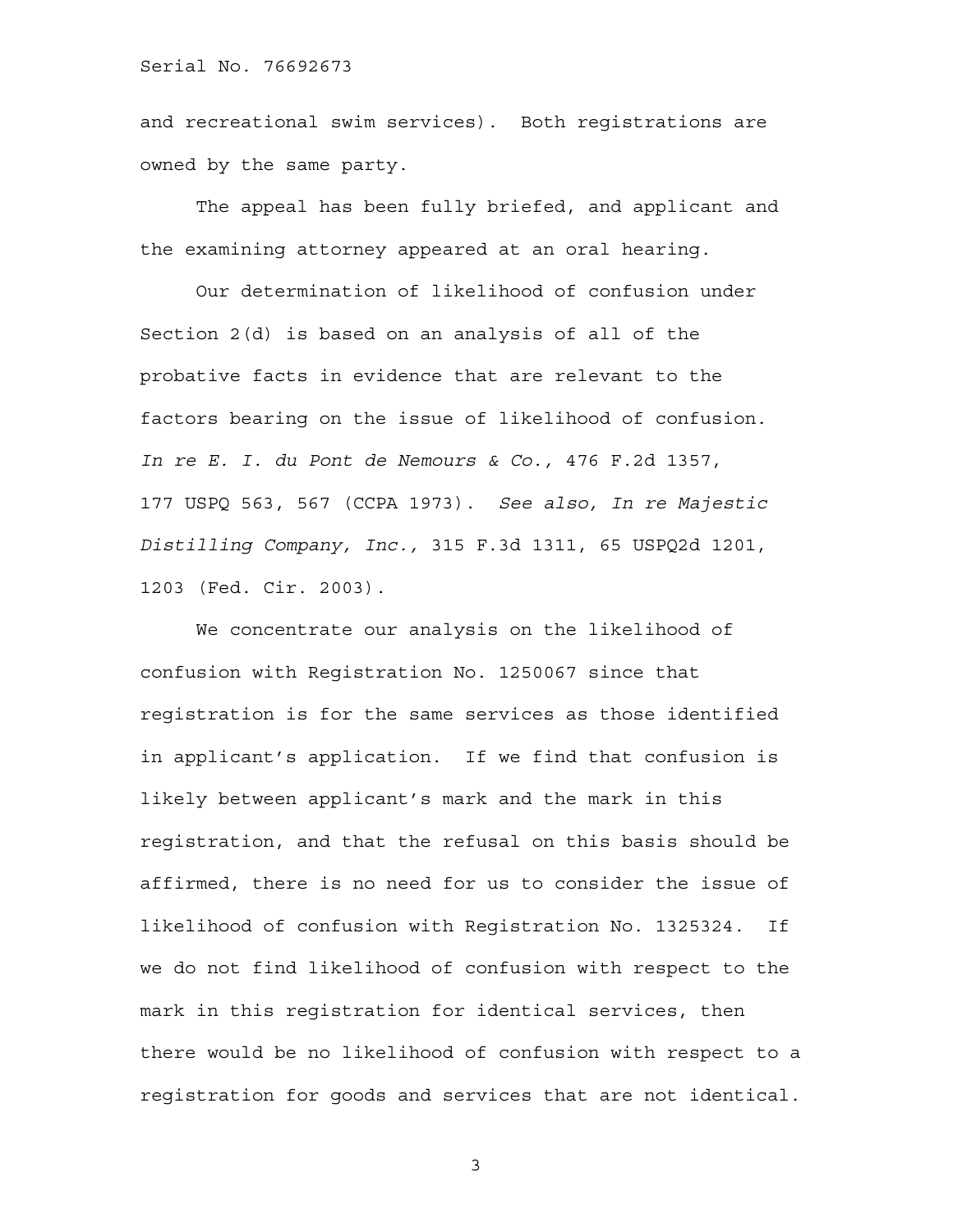and recreational swim services). Both registrations are owned by the same party.

The appeal has been fully briefed, and applicant and the examining attorney appeared at an oral hearing.

Our determination of likelihood of confusion under Section 2(d) is based on an analysis of all of the probative facts in evidence that are relevant to the factors bearing on the issue of likelihood of confusion. *In re E. I. du Pont de Nemours & Co.,* 476 F.2d 1357, 177 USPQ 563, 567 (CCPA 1973). *See also, In re Majestic Distilling Company, Inc.,* 315 F.3d 1311, 65 USPQ2d 1201, 1203 (Fed. Cir. 2003).

We concentrate our analysis on the likelihood of confusion with Registration No. 1250067 since that registration is for the same services as those identified in applicant's application. If we find that confusion is likely between applicant's mark and the mark in this registration, and that the refusal on this basis should be affirmed, there is no need for us to consider the issue of likelihood of confusion with Registration No. 1325324. If we do not find likelihood of confusion with respect to the mark in this registration for identical services, then there would be no likelihood of confusion with respect to a registration for goods and services that are not identical.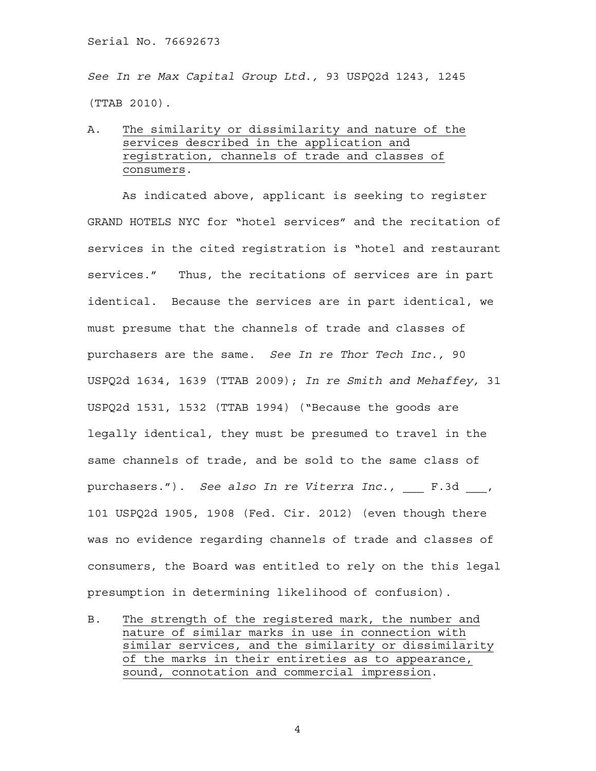*See In re Max Capital Group Ltd.,* 93 USPQ2d 1243, 1245 (TTAB 2010).

A. <u>The similarity or dissimilarity and nature of the services described in the application and registration, channels of trade and classes of consumers</u>.

As indicated above, applicant is seeking to register GRAND HOTELS NYC for "hotel services" and the recitation of services in the cited registration is "hotel and restaurant services." Thus, the recitations of services are in part identical. Because the services are in part identical, we must presume that the channels of trade and classes of purchasers are the same. *See In re Thor Tech Inc.,* 90 USPQ2d 1634, 1639 (TTAB 2009); *In re Smith and Mehaffey,* 31 USPQ2d 1531, 1532 (TTAB 1994) ("Because the goods are legally identical, they must be presumed to travel in the same channels of trade, and be sold to the same class of purchasers."). *See also In re Viterra Inc.,* ___ F.3d ___, 101 USPQ2d 1905, 1908 (Fed. Cir. 2012) (even though there was no evidence regarding channels of trade and classes of consumers, the Board was entitled to rely on the this legal presumption in determining likelihood of confusion).

B. <u>The strength of the registered mark, the number and nature of similar marks in use in connection with similar services, and the similarity or dissimilarity of the marks in their entireties as to appearance, sound, connotation and commercial impression</u>.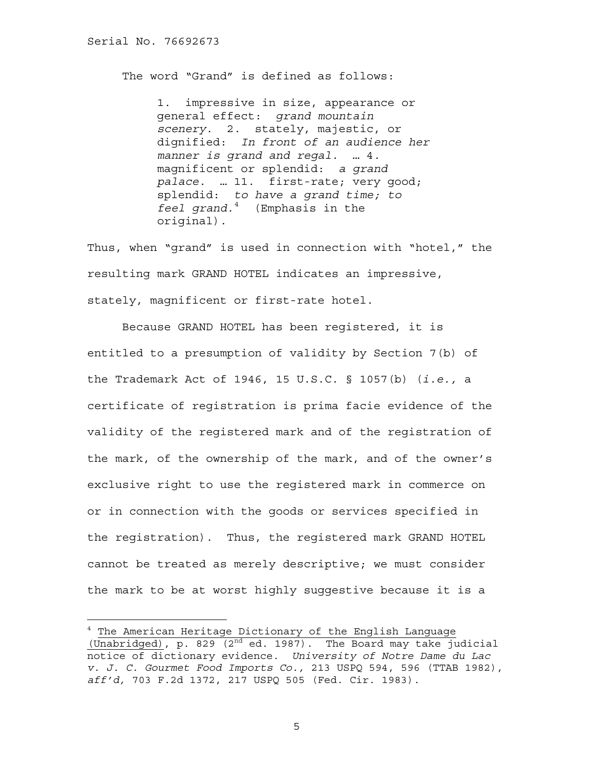The word "Grand" is defined as follows:

> 1. impressive in size, appearance or general effect: *grand mountain scenery*. 2. stately, majestic, or dignified: *In front of an audience her manner is grand and regal.* … 4. magnificent or splendid: *a grand palace.* … 11. first-rate; very good; splendid: *to have a grand time; to feel grand.*[4] (Emphasis in the original).

Thus, when "grand" is used in connection with "hotel," the resulting mark GRAND HOTEL indicates an impressive, stately, magnificent or first-rate hotel.

Because GRAND HOTEL has been registered, it is entitled to a presumption of validity by Section 7(b) of the Trademark Act of 1946, 15 U.S.C. § 1057(b) (*i.e.,* a certificate of registration is prima facie evidence of the validity of the registered mark and of the registration of the mark, of the ownership of the mark, and of the owner's exclusive right to use the registered mark in commerce on or in connection with the goods or services specified in the registration). Thus, the registered mark GRAND HOTEL cannot be treated as merely descriptive; we must consider the mark to be at worst highly suggestive because it is a

---

[4] The American Heritage Dictionary of the English Language (Unabridged), p. 829 (2nd ed. 1987). The Board may take judicial notice of dictionary evidence. *University of Notre Dame du Lac v. J. C. Gourmet Food Imports Co.,* 213 USPQ 594, 596 (TTAB 1982), *aff'd,* 703 F.2d 1372, 217 USPQ 505 (Fed. Cir. 1983).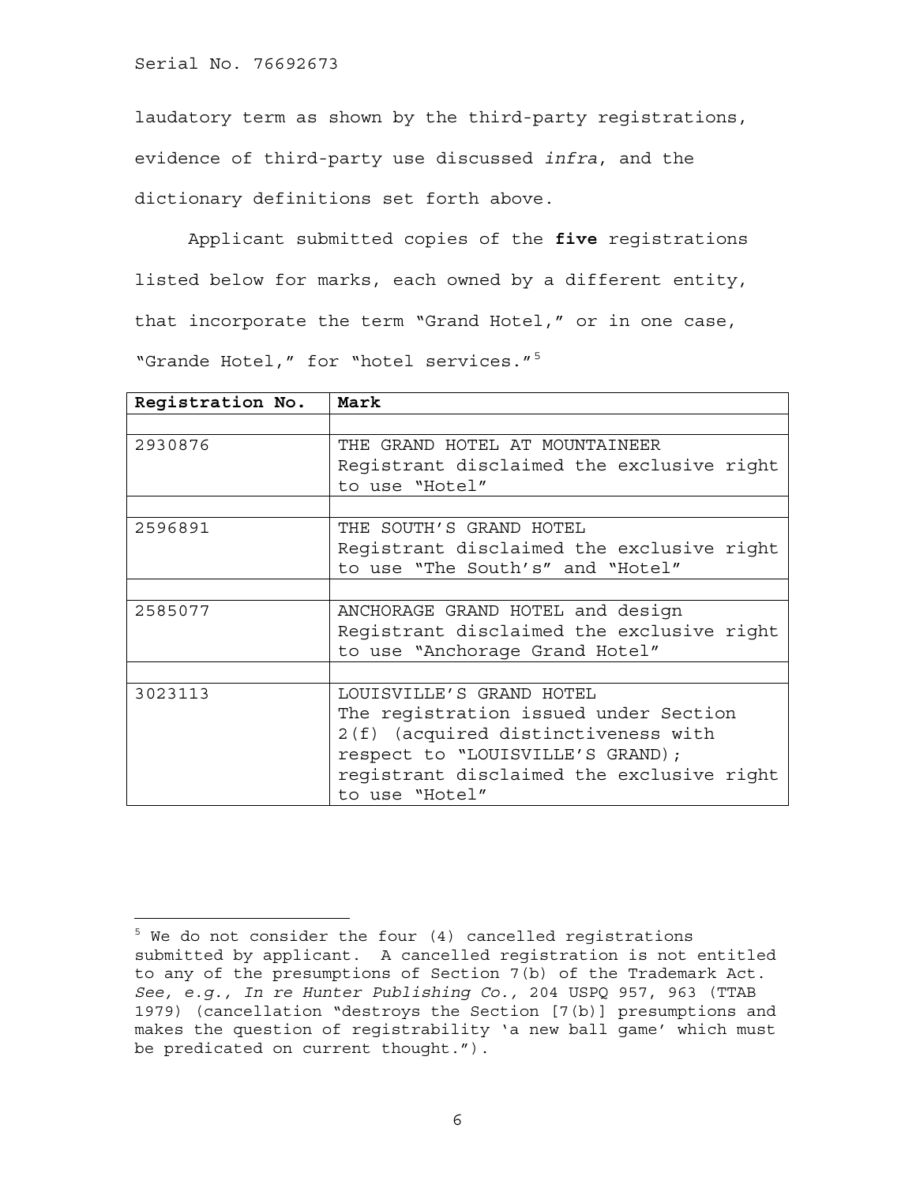laudatory term as shown by the third-party registrations, evidence of third-party use discussed *infra*, and the dictionary definitions set forth above.

Applicant submitted copies of the **five** registrations listed below for marks, each owned by a different entity, that incorporate the term "Grand Hotel," or in one case, "Grande Hotel," for "hotel services."[5]

| Registration No. | Mark |
|---|---|
| | |
| 2930876 | THE GRAND HOTEL AT MOUNTAINEER Registrant disclaimed the exclusive right to use "Hotel" |
| | |
| 2596891 | THE SOUTH'S GRAND HOTEL Registrant disclaimed the exclusive right to use "The South's" and "Hotel" |
| | |
| 2585077 | ANCHORAGE GRAND HOTEL and design Registrant disclaimed the exclusive right to use "Anchorage Grand Hotel" |
| | |
| 3023113 | LOUISVILLE'S GRAND HOTEL The registration issued under Section 2(f) (acquired distinctiveness with respect to "LOUISVILLE'S GRAND); registrant disclaimed the exclusive right to use "Hotel" |

[5] We do not consider the four (4) cancelled registrations submitted by applicant. A cancelled registration is not entitled to any of the presumptions of Section 7(b) of the Trademark Act. *See, e.g., In re Hunter Publishing Co.,* 204 USPQ 957, 963 (TTAB 1979) (cancellation "destroys the Section [7(b)] presumptions and makes the question of registrability 'a new ball game' which must be predicated on current thought.").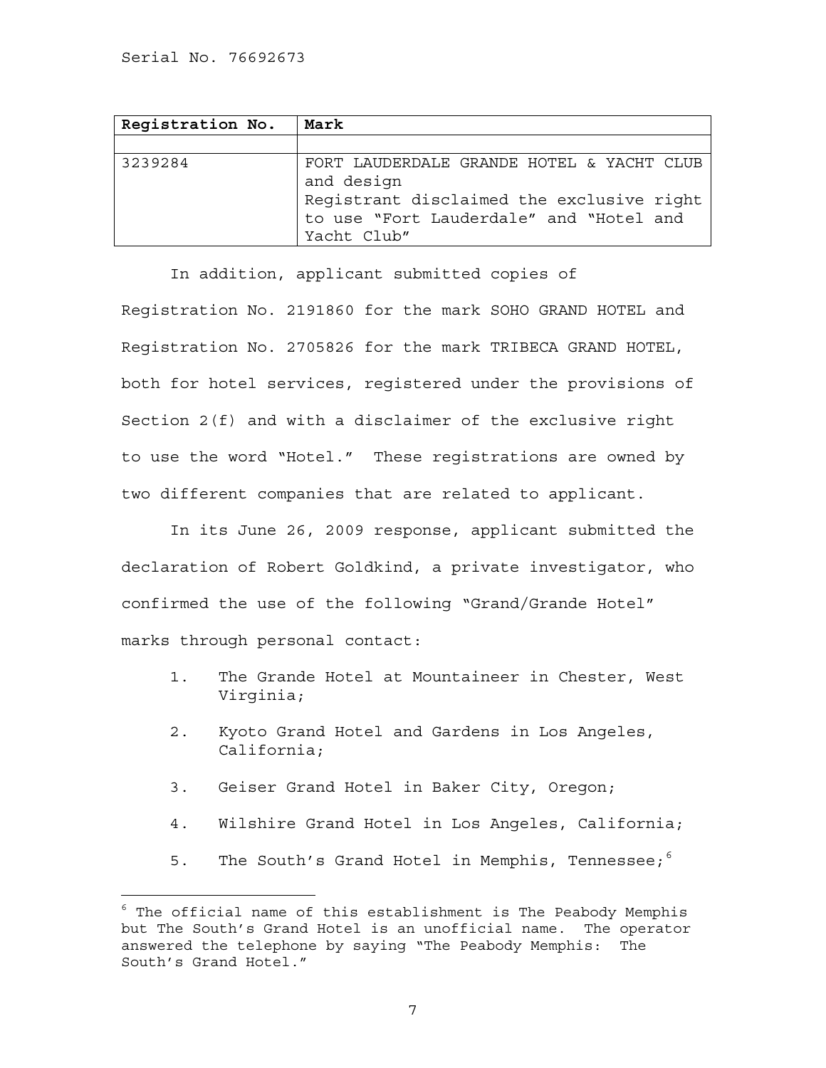| Registration No. | Mark |
|---|---|
| | |
| 3239284 | FORT LAUDERDALE GRANDE HOTEL & YACHT CLUB and design<br>Registrant disclaimed the exclusive right to use "Fort Lauderdale" and "Hotel and Yacht Club" |

In addition, applicant submitted copies of Registration No. 2191860 for the mark SOHO GRAND HOTEL and Registration No. 2705826 for the mark TRIBECA GRAND HOTEL, both for hotel services, registered under the provisions of Section 2(f) and with a disclaimer of the exclusive right to use the word "Hotel." These registrations are owned by two different companies that are related to applicant.

In its June 26, 2009 response, applicant submitted the declaration of Robert Goldkind, a private investigator, who confirmed the use of the following "Grand/Grande Hotel" marks through personal contact:

1. The Grande Hotel at Mountaineer in Chester, West Virginia;
2. Kyoto Grand Hotel and Gardens in Los Angeles, California;
3. Geiser Grand Hotel in Baker City, Oregon;
4. Wilshire Grand Hotel in Los Angeles, California;
5. The South's Grand Hotel in Memphis, Tennessee;[6]

[6] The official name of this establishment is The Peabody Memphis but The South's Grand Hotel is an unofficial name. The operator answered the telephone by saying "The Peabody Memphis: The South's Grand Hotel."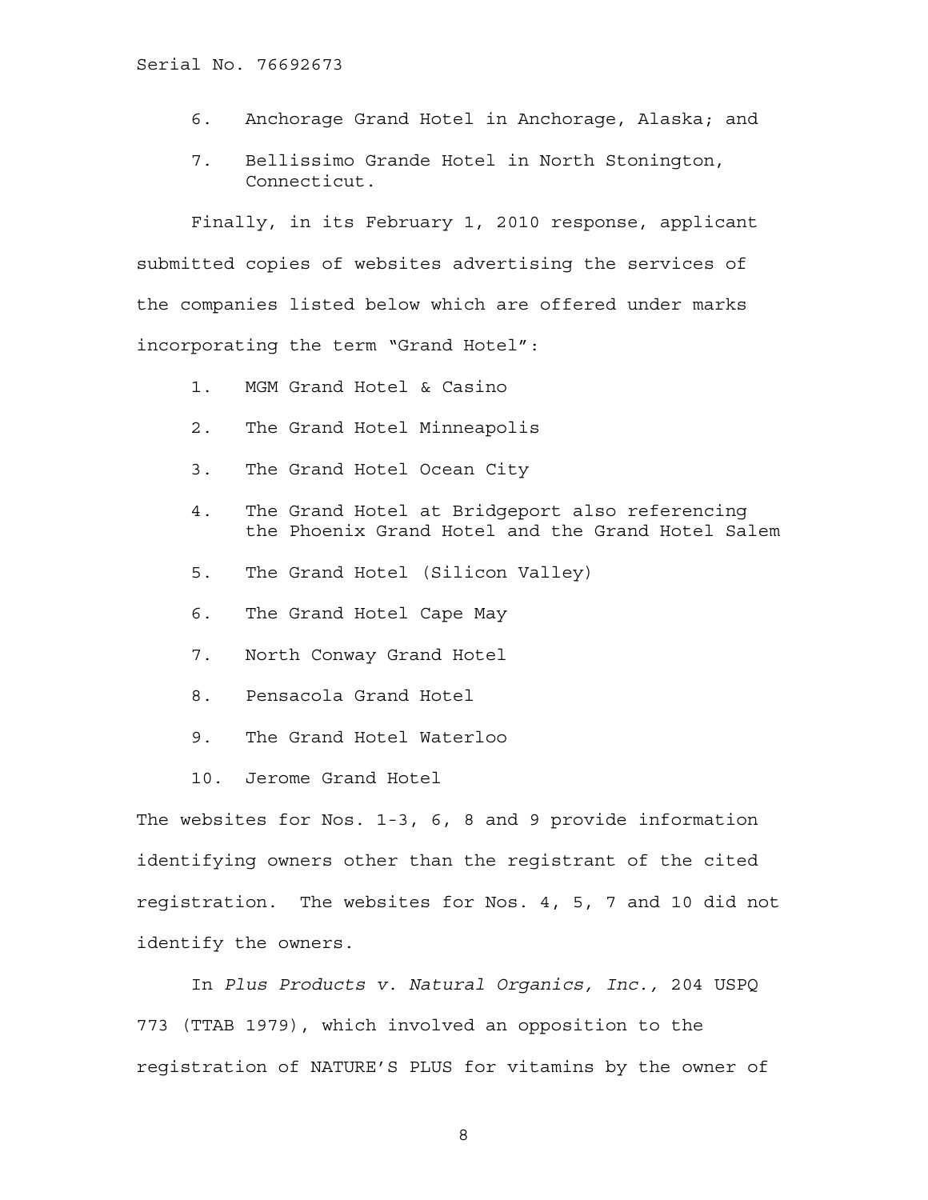6. Anchorage Grand Hotel in Anchorage, Alaska; and

7. Bellissimo Grande Hotel in North Stonington, Connecticut.

Finally, in its February 1, 2010 response, applicant submitted copies of websites advertising the services of the companies listed below which are offered under marks incorporating the term "Grand Hotel":

1. MGM Grand Hotel & Casino

2. The Grand Hotel Minneapolis

3. The Grand Hotel Ocean City

4. The Grand Hotel at Bridgeport also referencing the Phoenix Grand Hotel and the Grand Hotel Salem

5. The Grand Hotel (Silicon Valley)

6. The Grand Hotel Cape May

7. North Conway Grand Hotel

8. Pensacola Grand Hotel

9. The Grand Hotel Waterloo

10. Jerome Grand Hotel

The websites for Nos. 1-3, 6, 8 and 9 provide information identifying owners other than the registrant of the cited registration. The websites for Nos. 4, 5, 7 and 10 did not identify the owners.

In *Plus Products v. Natural Organics, Inc.,* 204 USPQ 773 (TTAB 1979), which involved an opposition to the registration of NATURE'S PLUS for vitamins by the owner of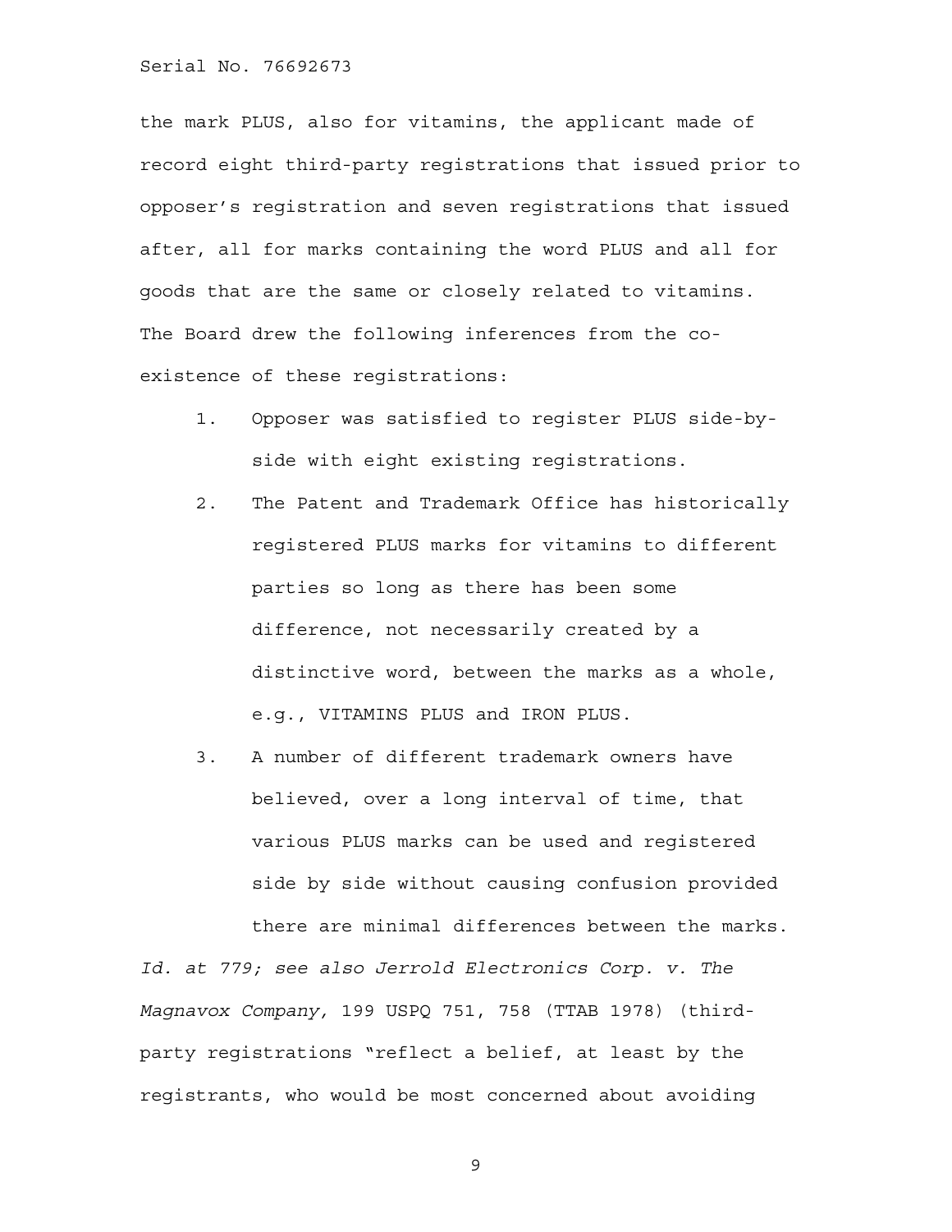the mark PLUS, also for vitamins, the applicant made of record eight third-party registrations that issued prior to opposer's registration and seven registrations that issued after, all for marks containing the word PLUS and all for goods that are the same or closely related to vitamins. The Board drew the following inferences from the co-existence of these registrations:

1. Opposer was satisfied to register PLUS side-by-side with eight existing registrations.
2. The Patent and Trademark Office has historically registered PLUS marks for vitamins to different parties so long as there has been some difference, not necessarily created by a distinctive word, between the marks as a whole, e.g., VITAMINS PLUS and IRON PLUS.
3. A number of different trademark owners have believed, over a long interval of time, that various PLUS marks can be used and registered side by side without causing confusion provided there are minimal differences between the marks.

*Id. at 779; see also Jerrold Electronics Corp. v. The Magnavox Company,* 199 USPQ 751, 758 (TTAB 1978) (third-party registrations "reflect a belief, at least by the registrants, who would be most concerned about avoiding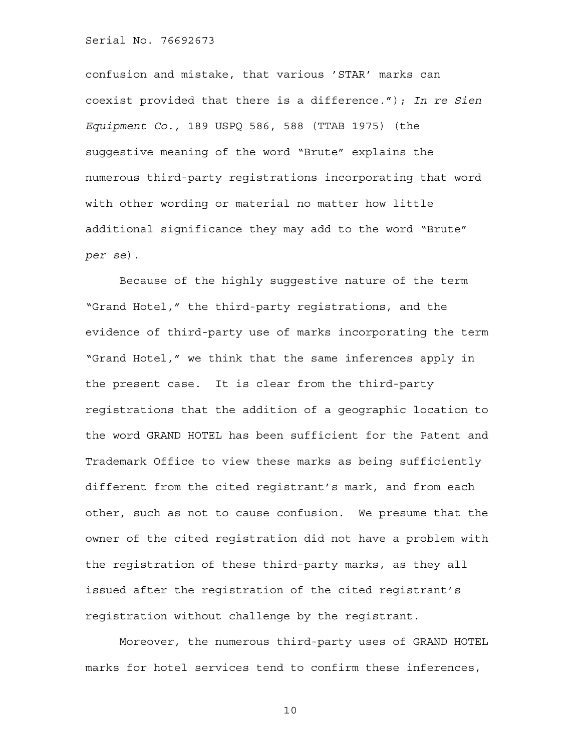confusion and mistake, that various 'STAR' marks can coexist provided that there is a difference."); *In re Sien Equipment Co.,* 189 USPQ 586, 588 (TTAB 1975) (the suggestive meaning of the word "Brute" explains the numerous third-party registrations incorporating that word with other wording or material no matter how little additional significance they may add to the word "Brute" *per se*).

Because of the highly suggestive nature of the term "Grand Hotel," the third-party registrations, and the evidence of third-party use of marks incorporating the term "Grand Hotel," we think that the same inferences apply in the present case. It is clear from the third-party registrations that the addition of a geographic location to the word GRAND HOTEL has been sufficient for the Patent and Trademark Office to view these marks as being sufficiently different from the cited registrant's mark, and from each other, such as not to cause confusion. We presume that the owner of the cited registration did not have a problem with the registration of these third-party marks, as they all issued after the registration of the cited registrant's registration without challenge by the registrant.

Moreover, the numerous third-party uses of GRAND HOTEL marks for hotel services tend to confirm these inferences,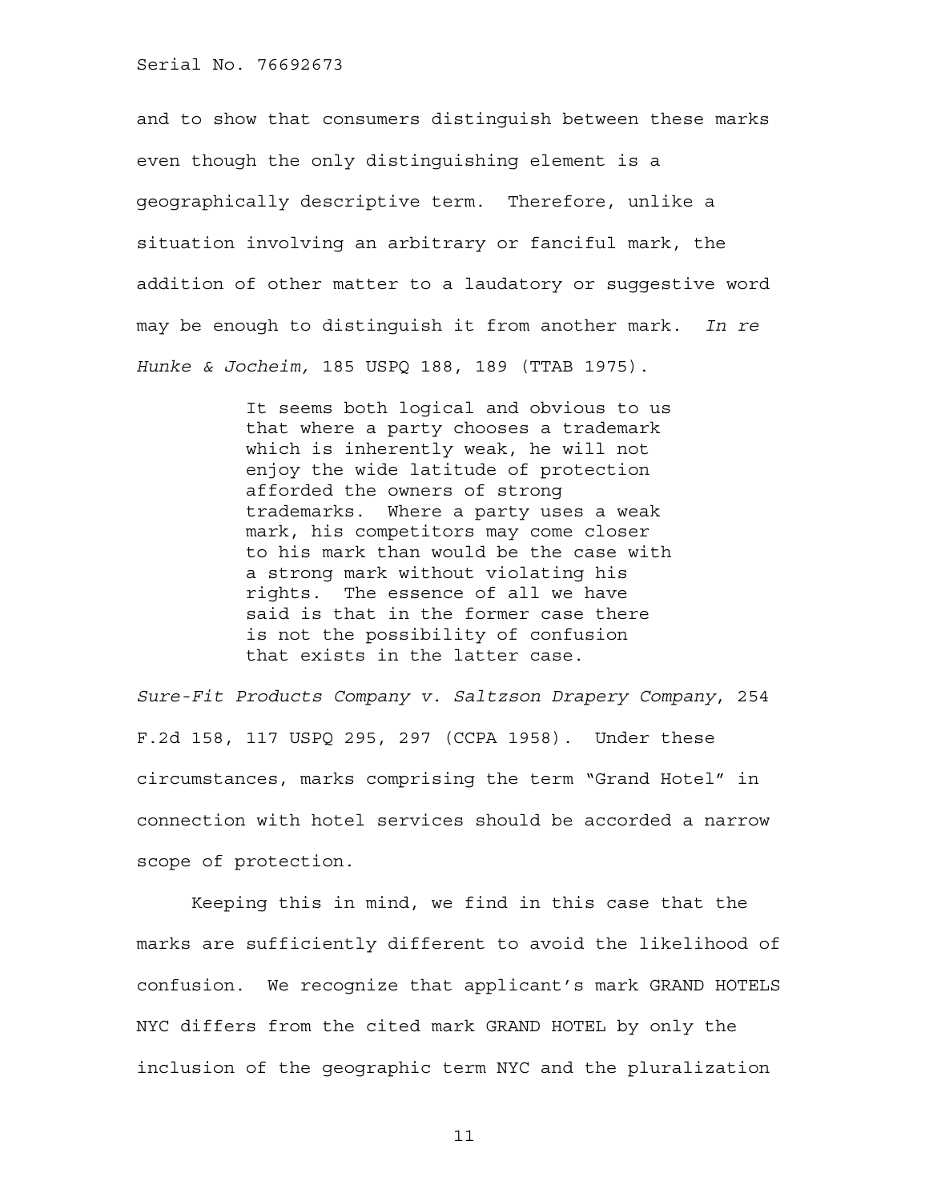and to show that consumers distinguish between these marks even though the only distinguishing element is a geographically descriptive term. Therefore, unlike a situation involving an arbitrary or fanciful mark, the addition of other matter to a laudatory or suggestive word may be enough to distinguish it from another mark. *In re Hunke & Jocheim,* 185 USPQ 188, 189 (TTAB 1975).

> It seems both logical and obvious to us that where a party chooses a trademark which is inherently weak, he will not enjoy the wide latitude of protection afforded the owners of strong trademarks. Where a party uses a weak mark, his competitors may come closer to his mark than would be the case with a strong mark without violating his rights. The essence of all we have said is that in the former case there is not the possibility of confusion that exists in the latter case.

*Sure-Fit Products Company v. Saltzson Drapery Company*, 254 F.2d 158, 117 USPQ 295, 297 (CCPA 1958). Under these circumstances, marks comprising the term "Grand Hotel" in connection with hotel services should be accorded a narrow scope of protection.

Keeping this in mind, we find in this case that the marks are sufficiently different to avoid the likelihood of confusion. We recognize that applicant's mark GRAND HOTELS NYC differs from the cited mark GRAND HOTEL by only the inclusion of the geographic term NYC and the pluralization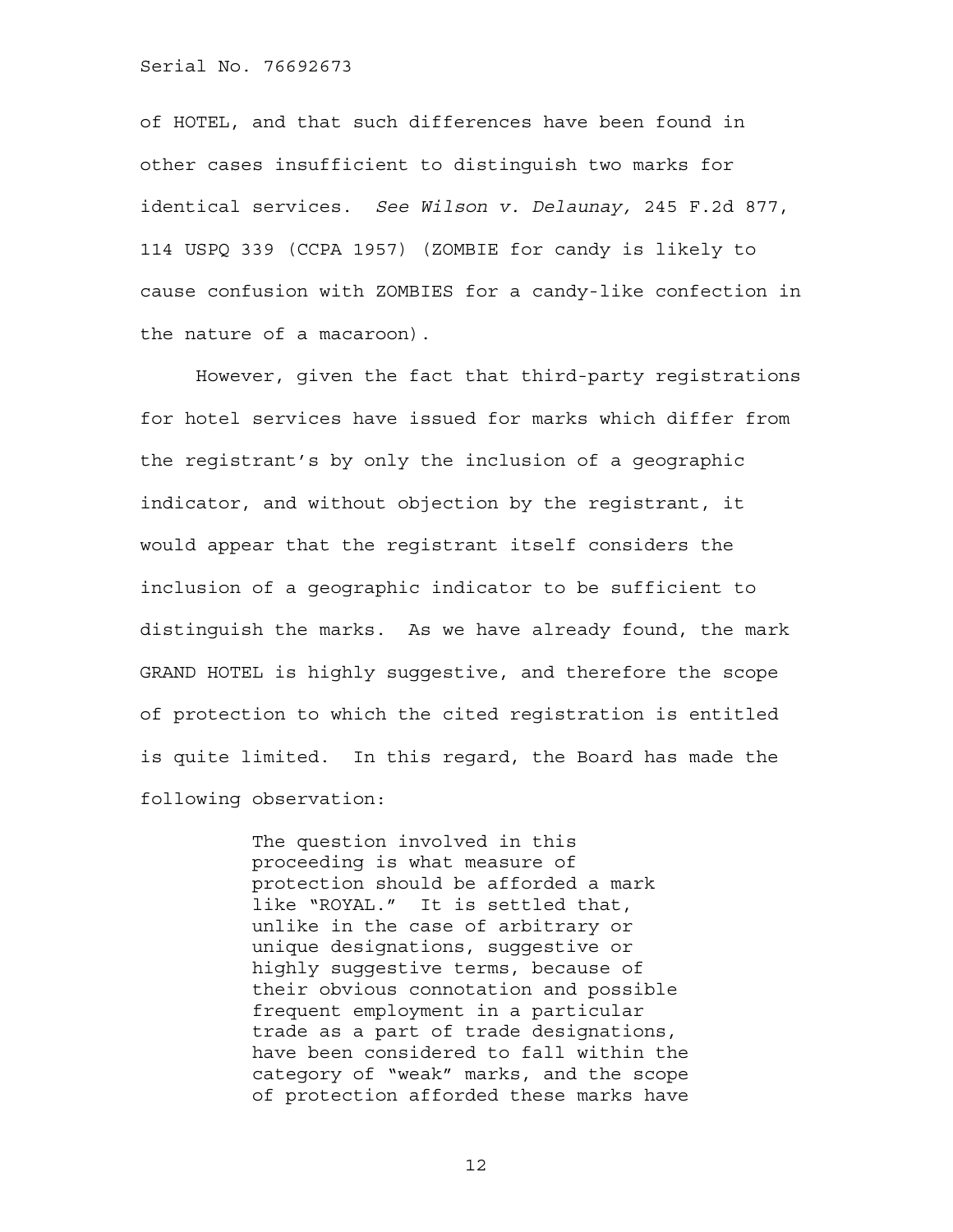of HOTEL, and that such differences have been found in other cases insufficient to distinguish two marks for identical services. *See Wilson v. Delaunay,* 245 F.2d 877, 114 USPQ 339 (CCPA 1957) (ZOMBIE for candy is likely to cause confusion with ZOMBIES for a candy-like confection in the nature of a macaroon).

However, given the fact that third-party registrations for hotel services have issued for marks which differ from the registrant's by only the inclusion of a geographic indicator, and without objection by the registrant, it would appear that the registrant itself considers the inclusion of a geographic indicator to be sufficient to distinguish the marks. As we have already found, the mark GRAND HOTEL is highly suggestive, and therefore the scope of protection to which the cited registration is entitled is quite limited. In this regard, the Board has made the following observation:

> The question involved in this proceeding is what measure of protection should be afforded a mark like "ROYAL." It is settled that, unlike in the case of arbitrary or unique designations, suggestive or highly suggestive terms, because of their obvious connotation and possible frequent employment in a particular trade as a part of trade designations, have been considered to fall within the category of "weak" marks, and the scope of protection afforded these marks have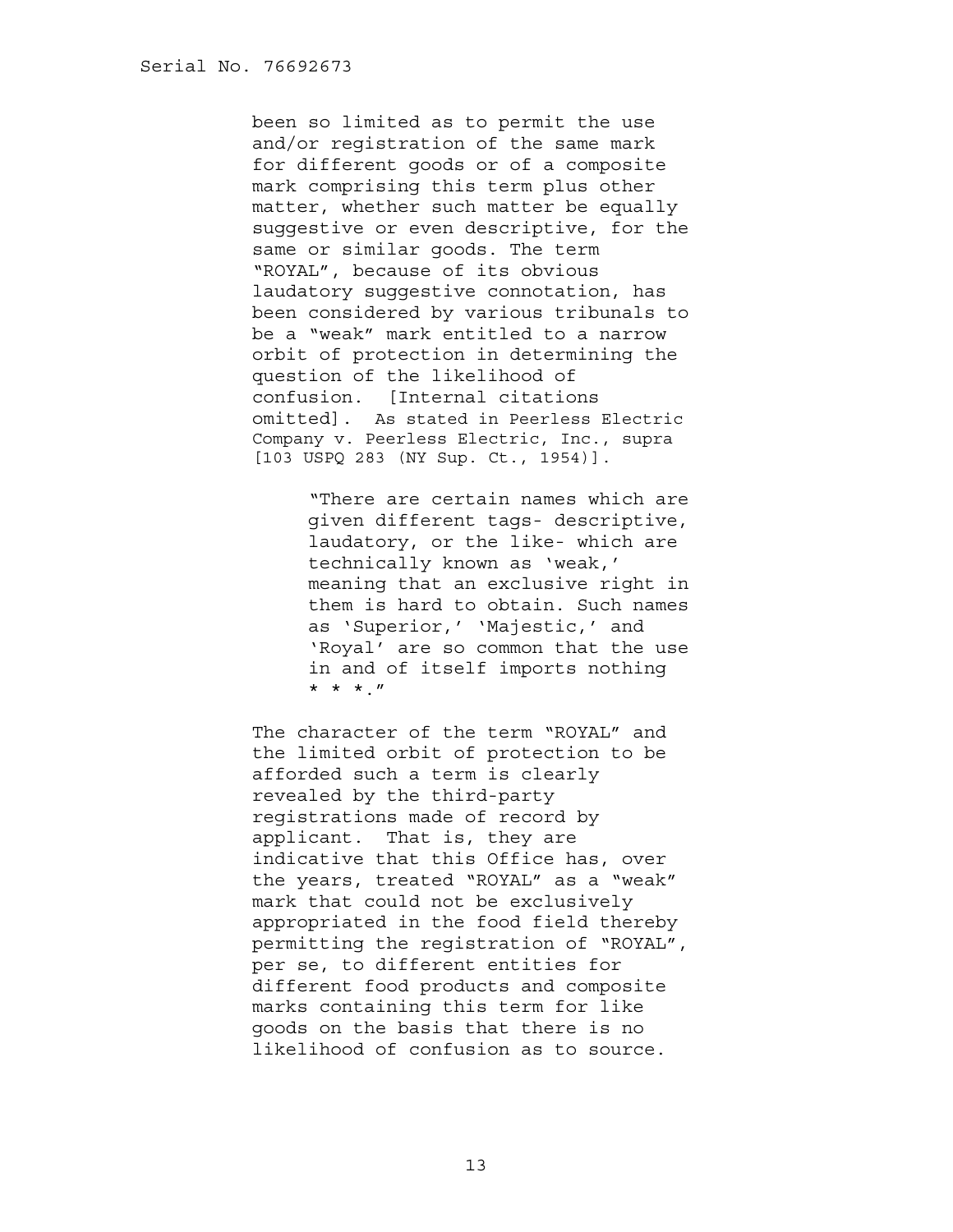been so limited as to permit the use and/or registration of the same mark for different goods or of a composite mark comprising this term plus other matter, whether such matter be equally suggestive or even descriptive, for the same or similar goods. The term "ROYAL", because of its obvious laudatory suggestive connotation, has been considered by various tribunals to be a "weak" mark entitled to a narrow orbit of protection in determining the question of the likelihood of confusion. [Internal citations omitted]. As stated in Peerless Electric Company v. Peerless Electric, Inc., supra [103 USPQ 283 (NY Sup. Ct., 1954)].

> "There are certain names which are given different tags- descriptive, laudatory, or the like- which are technically known as 'weak,' meaning that an exclusive right in them is hard to obtain. Such names as 'Superior,' 'Majestic,' and 'Royal' are so common that the use in and of itself imports nothing * * *."

The character of the term "ROYAL" and the limited orbit of protection to be afforded such a term is clearly revealed by the third-party registrations made of record by applicant. That is, they are indicative that this Office has, over the years, treated "ROYAL" as a "weak" mark that could not be exclusively appropriated in the food field thereby permitting the registration of "ROYAL", per se, to different entities for different food products and composite marks containing this term for like goods on the basis that there is no likelihood of confusion as to source.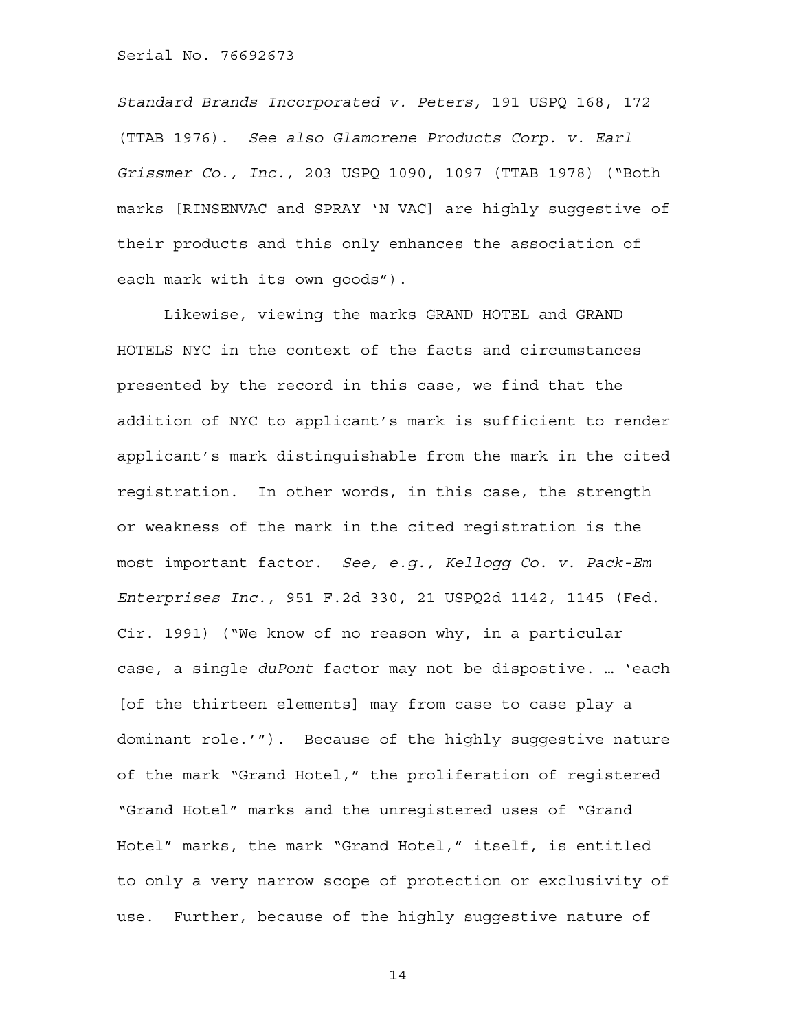*Standard Brands Incorporated v. Peters,* 191 USPQ 168, 172 (TTAB 1976). *See also Glamorene Products Corp. v. Earl Grissmer Co., Inc.,* 203 USPQ 1090, 1097 (TTAB 1978) ("Both marks [RINSENVAC and SPRAY 'N VAC] are highly suggestive of their products and this only enhances the association of each mark with its own goods").

Likewise, viewing the marks GRAND HOTEL and GRAND HOTELS NYC in the context of the facts and circumstances presented by the record in this case, we find that the addition of NYC to applicant's mark is sufficient to render applicant's mark distinguishable from the mark in the cited registration. In other words, in this case, the strength or weakness of the mark in the cited registration is the most important factor. *See, e.g., Kellogg Co. v. Pack-Em Enterprises Inc.*, 951 F.2d 330, 21 USPQ2d 1142, 1145 (Fed. Cir. 1991) ("We know of no reason why, in a particular case, a single *duPont* factor may not be dispositive. … 'each [of the thirteen elements] may from case to case play a dominant role.'"). Because of the highly suggestive nature of the mark "Grand Hotel," the proliferation of registered "Grand Hotel" marks and the unregistered uses of "Grand Hotel" marks, the mark "Grand Hotel," itself, is entitled to only a very narrow scope of protection or exclusivity of use. Further, because of the highly suggestive nature of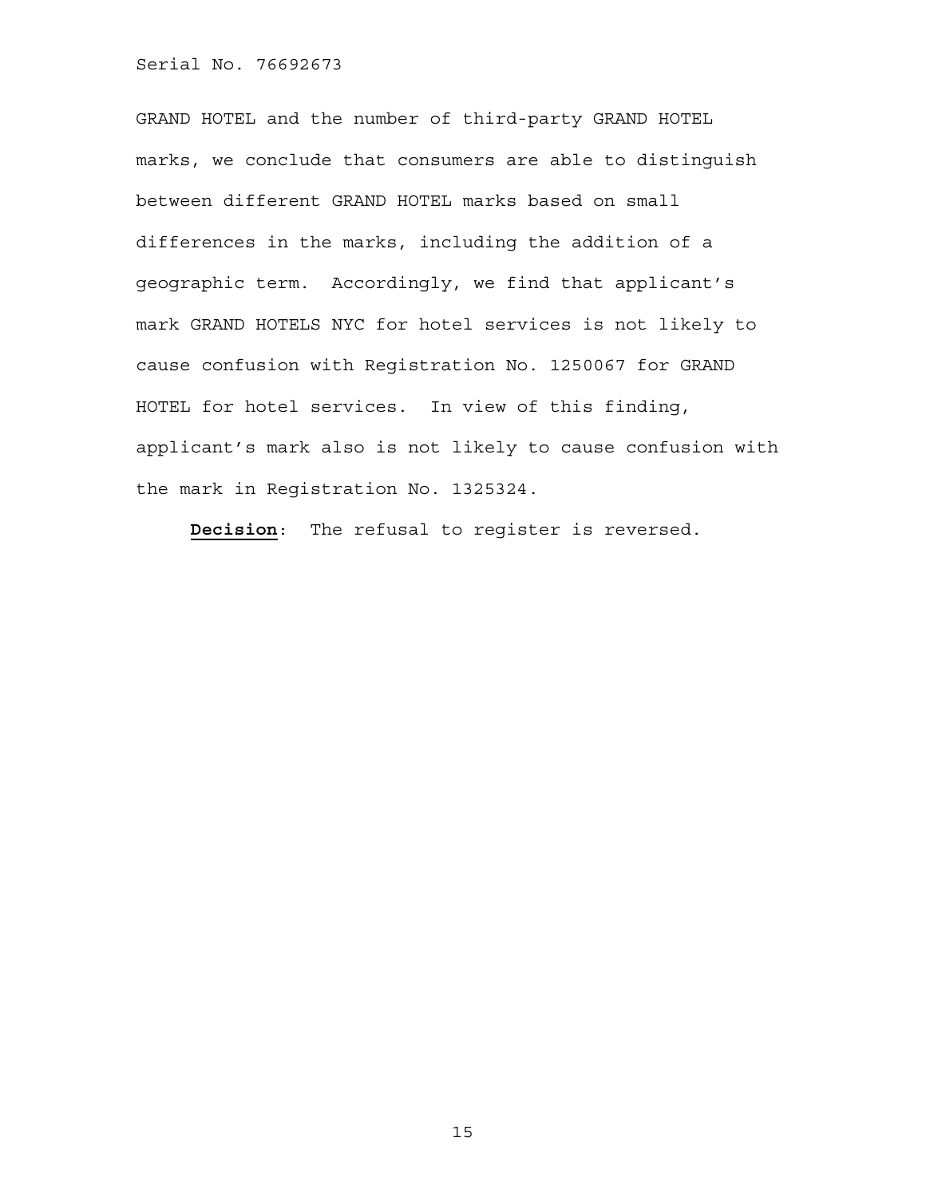GRAND HOTEL and the number of third-party GRAND HOTEL marks, we conclude that consumers are able to distinguish between different GRAND HOTEL marks based on small differences in the marks, including the addition of a geographic term. Accordingly, we find that applicant's mark GRAND HOTELS NYC for hotel services is not likely to cause confusion with Registration No. 1250067 for GRAND HOTEL for hotel services. In view of this finding, applicant's mark also is not likely to cause confusion with the mark in Registration No. 1325324.

**Decision**: The refusal to register is reversed.